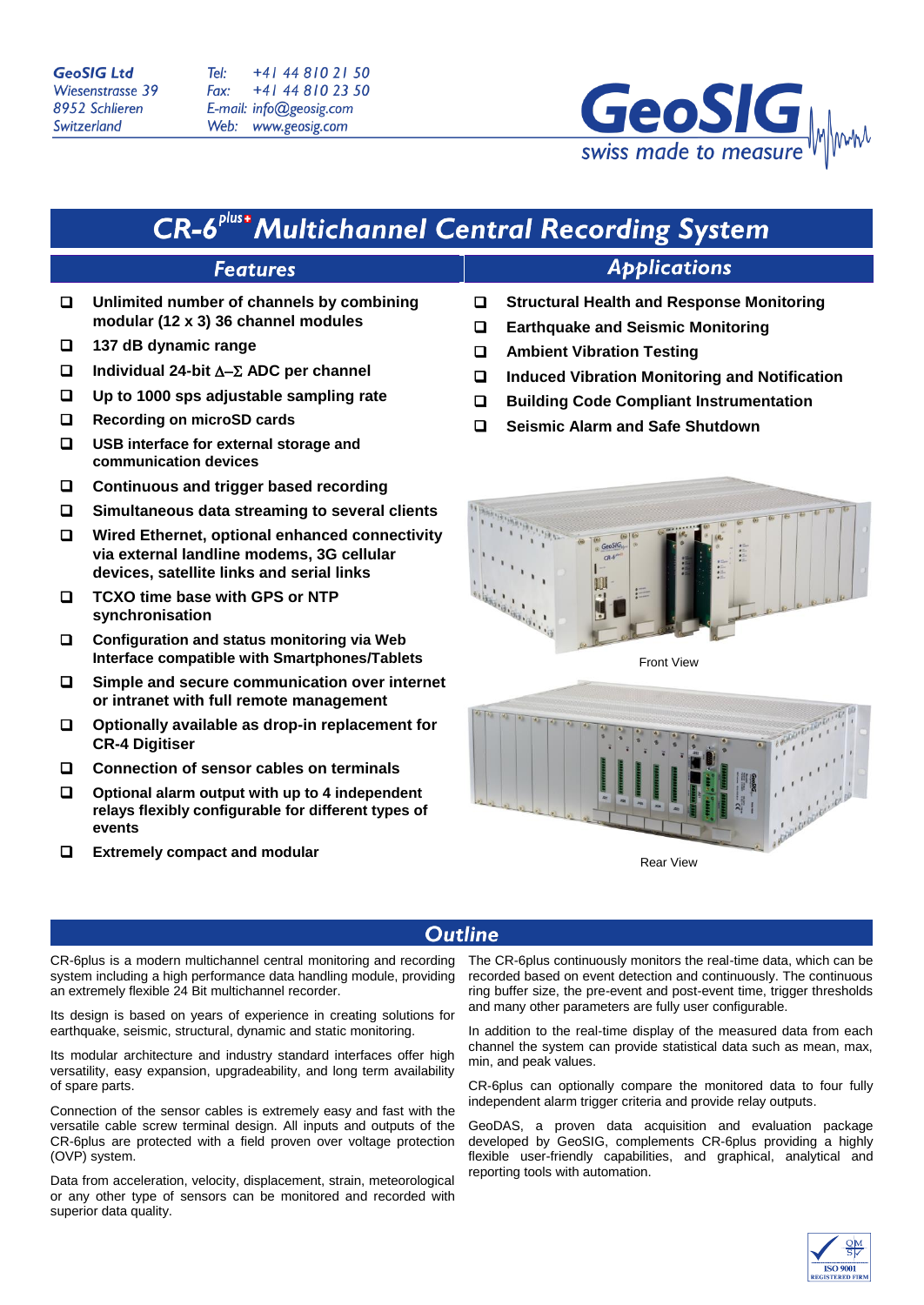GeoSIG Ltd
Wiesenstrasse 39
8952 Schlieren
Switzerland

Tel: +41 44 810 21 50
Fax: +41 44 810 23 50
E-mail: info@geosig.com
Web: www.geosig.com

GeoSIG swiss made to measure

# CR-6[plus+] Multichannel Central Recording System

## Features

- Unlimited number of channels by combining modular (12 x 3) 36 channel modules
- 137 dB dynamic range
- Individual 24-bit Δ–Σ ADC per channel
- Up to 1000 sps adjustable sampling rate
- Recording on microSD cards
- USB interface for external storage and communication devices
- Continuous and trigger based recording
- Simultaneous data streaming to several clients
- Wired Ethernet, optional enhanced connectivity via external landline modems, 3G cellular devices, satellite links and serial links
- TCXO time base with GPS or NTP synchronisation
- Configuration and status monitoring via Web Interface compatible with Smartphones/Tablets
- Simple and secure communication over internet or intranet with full remote management
- Optionally available as drop-in replacement for CR-4 Digitiser
- Connection of sensor cables on terminals
- Optional alarm output with up to 4 independent relays flexibly configurable for different types of events
- Extremely compact and modular

## Applications

- Structural Health and Response Monitoring
- Earthquake and Seismic Monitoring
- Ambient Vibration Testing
- Induced Vibration Monitoring and Notification
- Building Code Compliant Instrumentation
- Seismic Alarm and Safe Shutdown

Front View

Rear View

## Outline

CR-6plus is a modern multichannel central monitoring and recording system including a high performance data handling module, providing an extremely flexible 24 Bit multichannel recorder.

Its design is based on years of experience in creating solutions for earthquake, seismic, structural, dynamic and static monitoring.

Its modular architecture and industry standard interfaces offer high versatility, easy expansion, upgradeability, and long term availability of spare parts.

Connection of the sensor cables is extremely easy and fast with the versatile cable screw terminal design. All inputs and outputs of the CR-6plus are protected with a field proven over voltage protection (OVP) system.

Data from acceleration, velocity, displacement, strain, meteorological or any other type of sensors can be monitored and recorded with superior data quality.

The CR-6plus continuously monitors the real-time data, which can be recorded based on event detection and continuously. The continuous ring buffer size, the pre-event and post-event time, trigger thresholds and many other parameters are fully user configurable.

In addition to the real-time display of the measured data from each channel the system can provide statistical data such as mean, max, min, and peak values.

CR-6plus can optionally compare the monitored data to four fully independent alarm trigger criteria and provide relay outputs.

GeoDAS, a proven data acquisition and evaluation package developed by GeoSIG, complements CR-6plus providing a highly flexible user-friendly capabilities, and graphical, analytical and reporting tools with automation.

ISO 9001 REGISTERED FIRM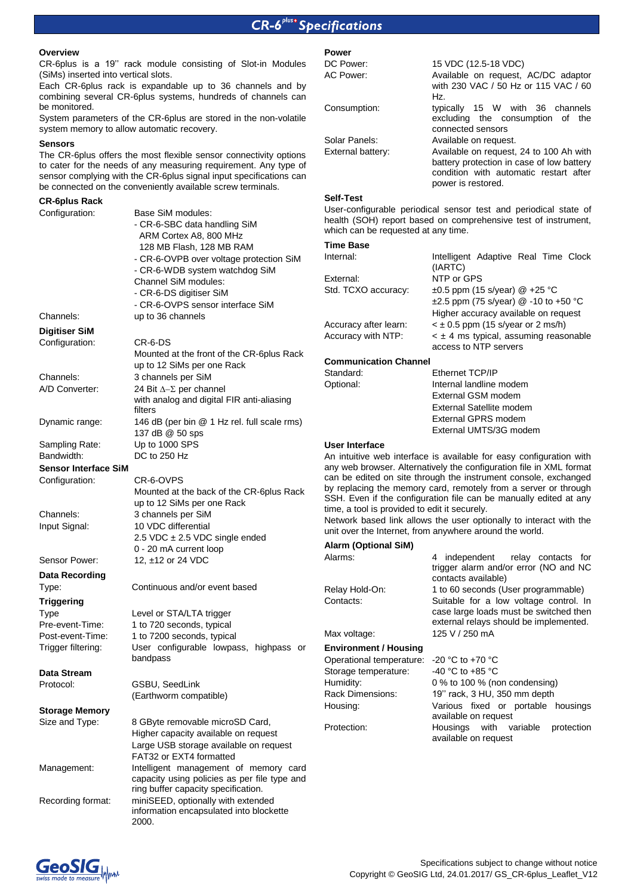# CR-6 plus Specifications

## Overview

CR-6plus is a 19'' rack module consisting of Slot-in Modules (SiMs) inserted into vertical slots.
Each CR-6plus rack is expandable up to 36 channels and by combining several CR-6plus systems, hundreds of channels can be monitored.
System parameters of the CR-6plus are stored in the non-volatile system memory to allow automatic recovery.

### Sensors

The CR-6plus offers the most flexible sensor connectivity options to cater for the needs of any measuring requirement. Any type of sensor complying with the CR-6plus signal input specifications can be connected on the conveniently available screw terminals.

### CR-6plus Rack

| | |
|---|---|
| Configuration: | Base SiM modules:<br>- CR-6-SBC data handling SiM<br>ARM Cortex A8, 800 MHz<br>128 MB Flash, 128 MB RAM<br>- CR-6-OVPB over voltage protection SiM<br>- CR-6-WDB system watchdog SiM<br>Channel SiM modules:<br>- CR-6-DS digitiser SiM<br>- CR-6-OVPS sensor interface SiM |
| Channels: | up to 36 channels |

### Digitiser SiM

| | |
|---|---|
| Configuration: | CR-6-DS<br>Mounted at the front of the CR-6plus Rack up to 12 SiMs per one Rack |
| Channels: | 3 channels per SiM |
| A/D Converter: | 24 Bit Δ–Σ per channel<br>with analog and digital FIR anti-aliasing filters |
| Dynamic range: | 146 dB (per bin @ 1 Hz rel. full scale rms)<br>137 dB @ 50 sps |
| Sampling Rate: | Up to 1000 SPS |
| Bandwidth: | DC to 250 Hz |

### Sensor Interface SiM

| | |
|---|---|
| Configuration: | CR-6-OVPS<br>Mounted at the back of the CR-6plus Rack up to 12 SiMs per one Rack |
| Channels: | 3 channels per SiM |
| Input Signal: | 10 VDC differential<br>2.5 VDC ± 2.5 VDC single ended<br>0 - 20 mA current loop |
| Sensor Power: | 12, ±12 or 24 VDC |

### Data Recording

| | |
|---|---|
| Type: | Continuous and/or event based |

### Triggering

| | |
|---|---|
| Type | Level or STA/LTA trigger |
| Pre-event-Time: | 1 to 720 seconds, typical |
| Post-event-Time: | 1 to 7200 seconds, typical |
| Trigger filtering: | User configurable lowpass, highpass or bandpass |

### Data Stream

| | |
|---|---|
| Protocol: | GSBU, SeedLink<br>(Earthworm compatible) |

### Storage Memory

| | |
|---|---|
| Size and Type: | 8 GByte removable microSD Card,<br>Higher capacity available on request<br>Large USB storage available on request<br>FAT32 or EXT4 formatted |
| Management: | Intelligent management of memory card capacity using policies as per file type and ring buffer capacity specification. |
| Recording format: | miniSEED, optionally with extended information encapsulated into blockette 2000. |

### Power

| | |
|---|---|
| DC Power: | 15 VDC (12.5-18 VDC) |
| AC Power: | Available on request, AC/DC adaptor with 230 VAC / 50 Hz or 115 VAC / 60 Hz. |
| Consumption: | typically 15 W with 36 channels excluding the consumption of the connected sensors |
| Solar Panels: | Available on request. |
| External battery: | Available on request, 24 to 100 Ah with battery protection in case of low battery condition with automatic restart after power is restored. |

### Self-Test

User-configurable periodical sensor test and periodical state of health (SOH) report based on comprehensive test of instrument, which can be requested at any time.

### Time Base

| | |
|---|---|
| Internal: | Intelligent Adaptive Real Time Clock (IARTC) |
| External: | NTP or GPS |
| Std. TCXO accuracy: | ±0.5 ppm (15 s/year) @ +25 °C<br>±2.5 ppm (75 s/year) @ -10 to +50 °C<br>Higher accuracy available on request |
| Accuracy after learn: | < ± 0.5 ppm (15 s/year or 2 ms/h) |
| Accuracy with NTP: | < ± 4 ms typical, assuming reasonable access to NTP servers |

### Communication Channel

| | |
|---|---|
| Standard: | Ethernet TCP/IP |
| Optional: | Internal landline modem<br>External GSM modem<br>External Satellite modem<br>External GPRS modem<br>External UMTS/3G modem |

### User Interface

An intuitive web interface is available for easy configuration with any web browser. Alternatively the configuration file in XML format can be edited on site through the instrument console, exchanged by replacing the memory card, remotely from a server or through SSH. Even if the configuration file can be manually edited at any time, a tool is provided to edit it securely.
Network based link allows the user optionally to interact with the unit over the Internet, from anywhere around the world.

### Alarm (Optional SiM)

| | |
|---|---|
| Alarms: | 4 independent relay contacts for trigger alarm and/or error (NO and NC contacts available) |
| Relay Hold-On: | 1 to 60 seconds (User programmable) |
| Contacts: | Suitable for a low voltage control. In case large loads must be switched then external relays should be implemented. |
| Max voltage: | 125 V / 250 mA |

### Environment / Housing

| | |
|---|---|
| Operational temperature: | -20 °C to +70 °C |
| Storage temperature: | -40 °C to +85 °C |
| Humidity: | 0 % to 100 % (non condensing) |
| Rack Dimensions: | 19'' rack, 3 HU, 350 mm depth |
| Housing: | Various fixed or portable housings available on request |
| Protection: | Housings with variable protection available on request |

Specifications subject to change without notice
Copyright © GeoSIG Ltd, 24.01.2017/ GS_CR-6plus_Leaflet_V12